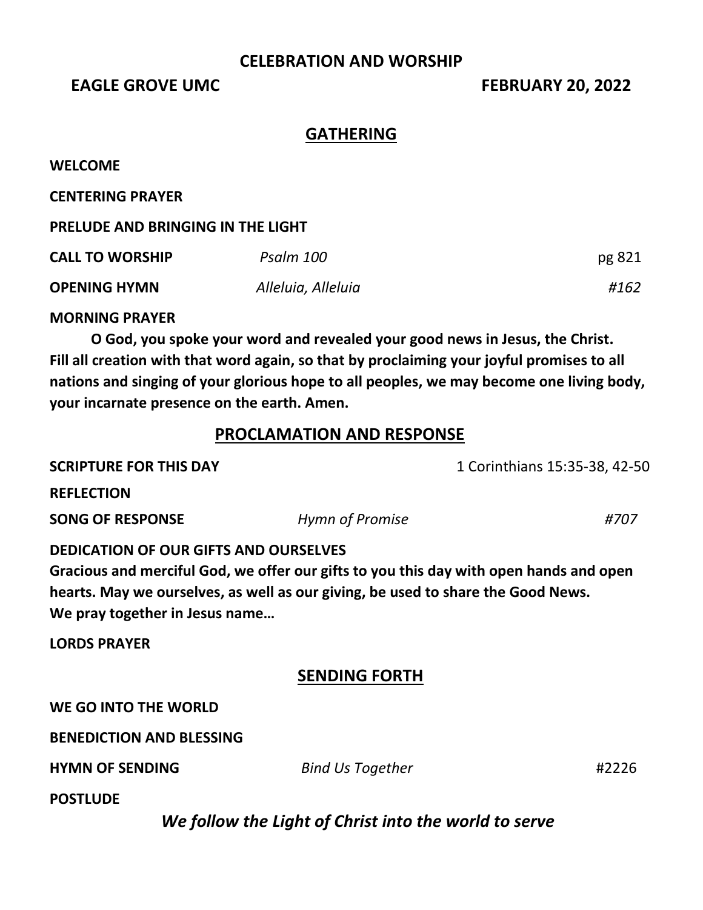# CELEBRATION AND WORSHIP

**EAGLE GROVE UMC** **FEBRUARY 20, 2022**

## GATHERING

**WELCOME**

**CENTERING PRAYER**

**PRELUDE AND BRINGING IN THE LIGHT**

**CALL TO WORSHIP** *Psalm 100* pg 821

**OPENING HYMN** *Alleluia, Alleluia* *#162*

**MORNING PRAYER**

**O God, you spoke your word and revealed your good news in Jesus, the Christ. Fill all creation with that word again, so that by proclaiming your joyful promises to all nations and singing of your glorious hope to all peoples, we may become one living body, your incarnate presence on the earth. Amen.**

## PROCLAMATION AND RESPONSE

**SCRIPTURE FOR THIS DAY** 1 Corinthians 15:35-38, 42-50

**REFLECTION**

**SONG OF RESPONSE** *Hymn of Promise* *#707*

**DEDICATION OF OUR GIFTS AND OURSELVES**

**Gracious and merciful God, we offer our gifts to you this day with open hands and open hearts. May we ourselves, as well as our giving, be used to share the Good News. We pray together in Jesus name…**

**LORDS PRAYER**

## SENDING FORTH

**WE GO INTO THE WORLD**

**BENEDICTION AND BLESSING**

**HYMN OF SENDING** *Bind Us Together* #2226

**POSTLUDE**

***We follow the Light of Christ into the world to serve***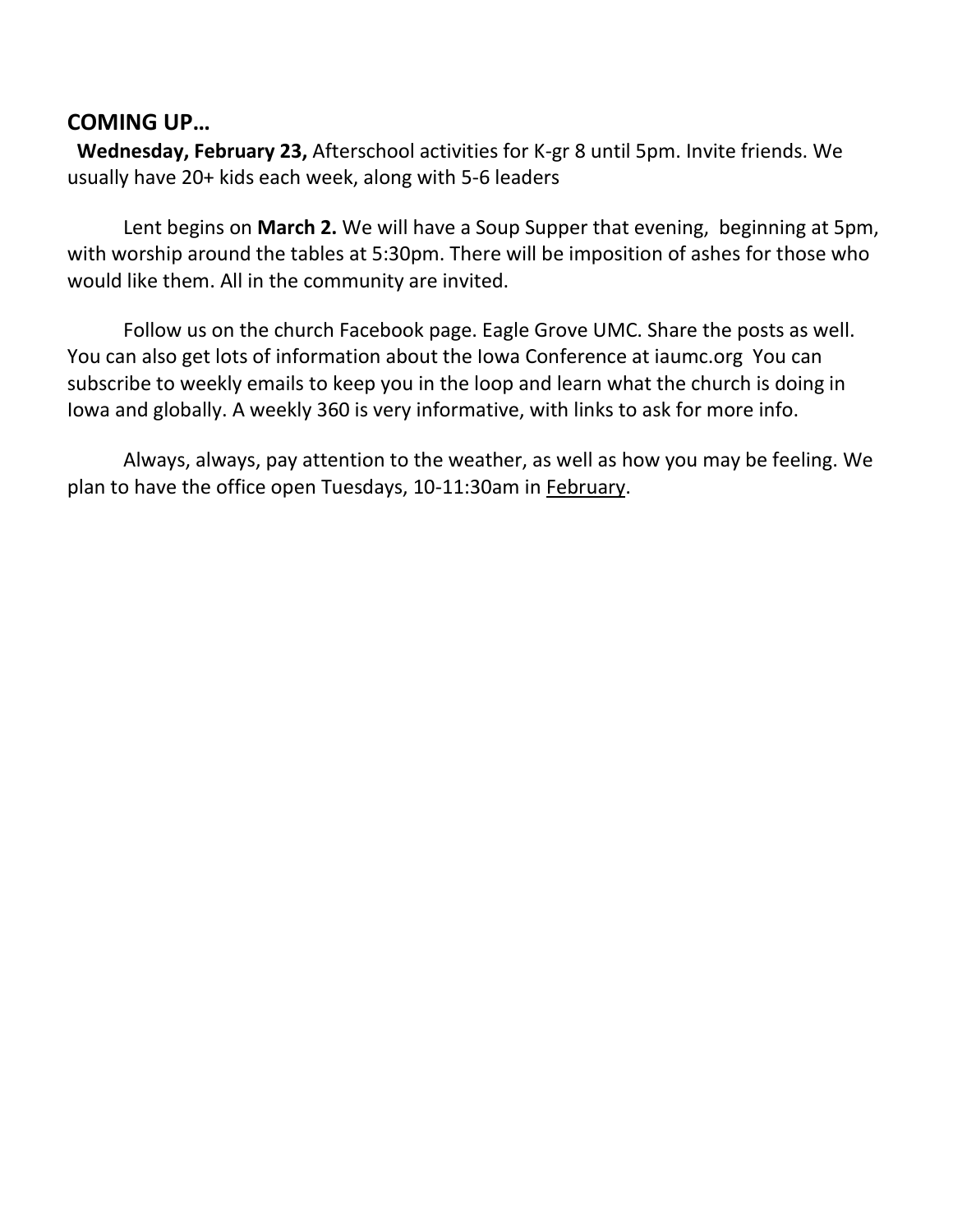## COMING UP…

**Wednesday, February 23,** Afterschool activities for K-gr 8 until 5pm. Invite friends. We usually have 20+ kids each week, along with 5-6 leaders

Lent begins on **March 2.** We will have a Soup Supper that evening, beginning at 5pm, with worship around the tables at 5:30pm. There will be imposition of ashes for those who would like them. All in the community are invited.

Follow us on the church Facebook page. Eagle Grove UMC. Share the posts as well. You can also get lots of information about the Iowa Conference at iaumc.org You can subscribe to weekly emails to keep you in the loop and learn what the church is doing in Iowa and globally. A weekly 360 is very informative, with links to ask for more info.

Always, always, pay attention to the weather, as well as how you may be feeling. We plan to have the office open Tuesdays, 10-11:30am in <u>February</u>.